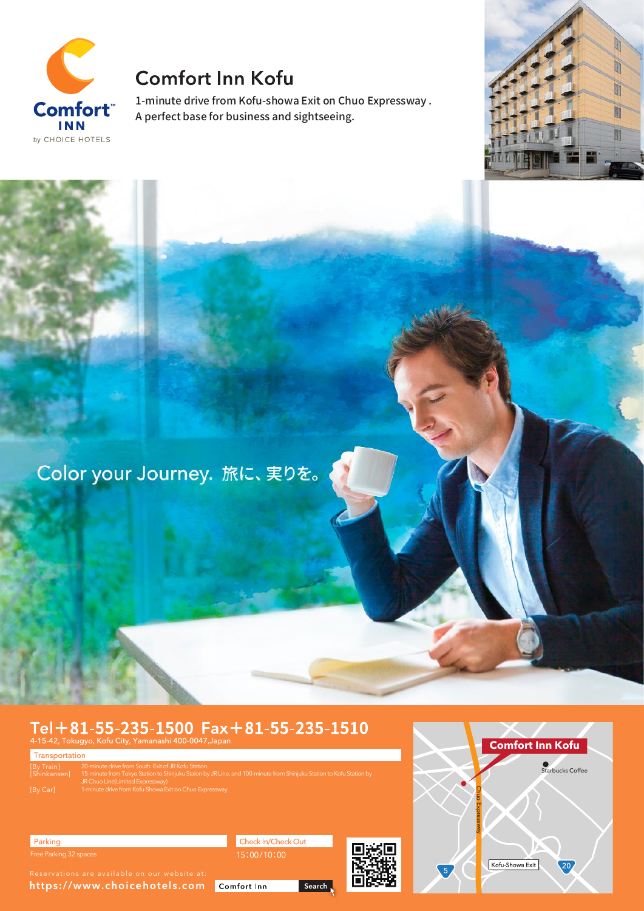Comfort INN by CHOICE HOTELS

# Comfort Inn Kofu

1-minute drive from Kofu-showa Exit on Chuo Expressway .
A perfect base for business and sightseeing.

Color your Journey. 旅に、実りを。

## Tel＋81-55-235-1500 Fax＋81-55-235-1510

4-15-42, Tokugyo, Kofu City, Yamanashi 400-0047,Japan

### Transportation

[By Train] [Shinkansen] 20-minute drive from South Exit of JR Kofu Station.
15-minute from Tokyo Station to Shinjuku Staion by JR Line, and 100-minute from Shinjuku Station to Kofu Station by JR Chuo Line(Limited Expressway)

[By Car] 1-minute drive from Kofu-Showa Exit on Chuo Expressway.

### Parking

Free Parking 32 spaces

### Check In/Check Out

15:00/10:00

Reservations are available on our website at:
https://www.choicehotels.com Comfort Inn Search

Comfort Inn Kofu
Starbucks Coffee
Chuo Expressway
Kofu-Showa Exit
5
20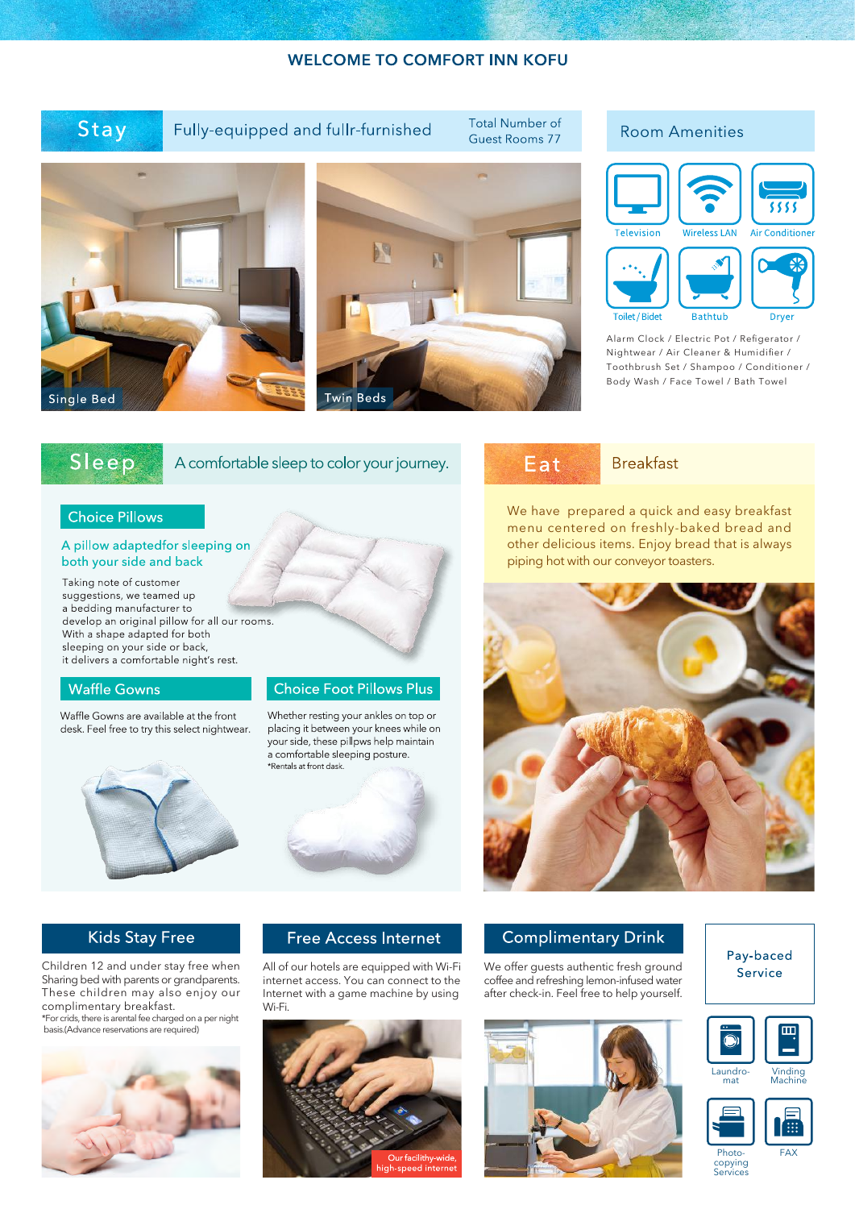# WELCOME TO COMFORT INN KOFU

## Stay

Fully-equipped and fullr-furnished

Total Number of Guest Rooms 77

Single Bed

Twin Beds

## Room Amenities

Television

Wireless LAN

Air Conditioner

Toilet / Bidet

Bathtub

Dryer

Alarm Clock / Electric Pot / Refigerator / Nightwear / Air Cleaner & Humidifier / Toothbrush Set / Shampoo / Conditioner / Body Wash / Face Towel / Bath Towel

## Sleep

A comfortable sleep to color your journey.

### Choice Pillows

A pillow adaptedfor sleeping on both your side and back

Taking note of customer suggestions, we teamed up a bedding manufacturer to develop an original pillow for all our rooms. With a shape adapted for both sleeping on your side or back, it delivers a comfortable night's rest.

### Waffle Gowns

Waffle Gowns are available at the front desk. Feel free to try this select nightwear.

### Choice Foot Pillows Plus

Whether resting your ankles on top or placing it between your knees while on your side, these pillpws help maintain a comfortable sleeping posture.

*Rentals at front dask.

## Eat

Breakfast

We have prepared a quick and easy breakfast menu centered on freshly-baked bread and other delicious items. Enjoy bread that is always piping hot with our conveyor toasters.

### Kids Stay Free

Children 12 and under stay free when Sharing bed with parents or grandparents. These children may also enjoy our complimentary breakfast.

*For crids, there is arental fee charged on a per night basis.(Advance reservations are required)

### Free Access Internet

All of our hotels are equipped with Wi-Fi internet access. You can connect to the Internet with a game machine by using Wi-Fi.

Our facilithy-wide, high-speed internet

### Complimentary Drink

We offer guests authentic fresh ground coffee and refreshing lemon-infused water after check-in. Feel free to help yourself.

### Pay-baced Service

Laundro-mat

Vinding Machine

Photo-copying Services

FAX